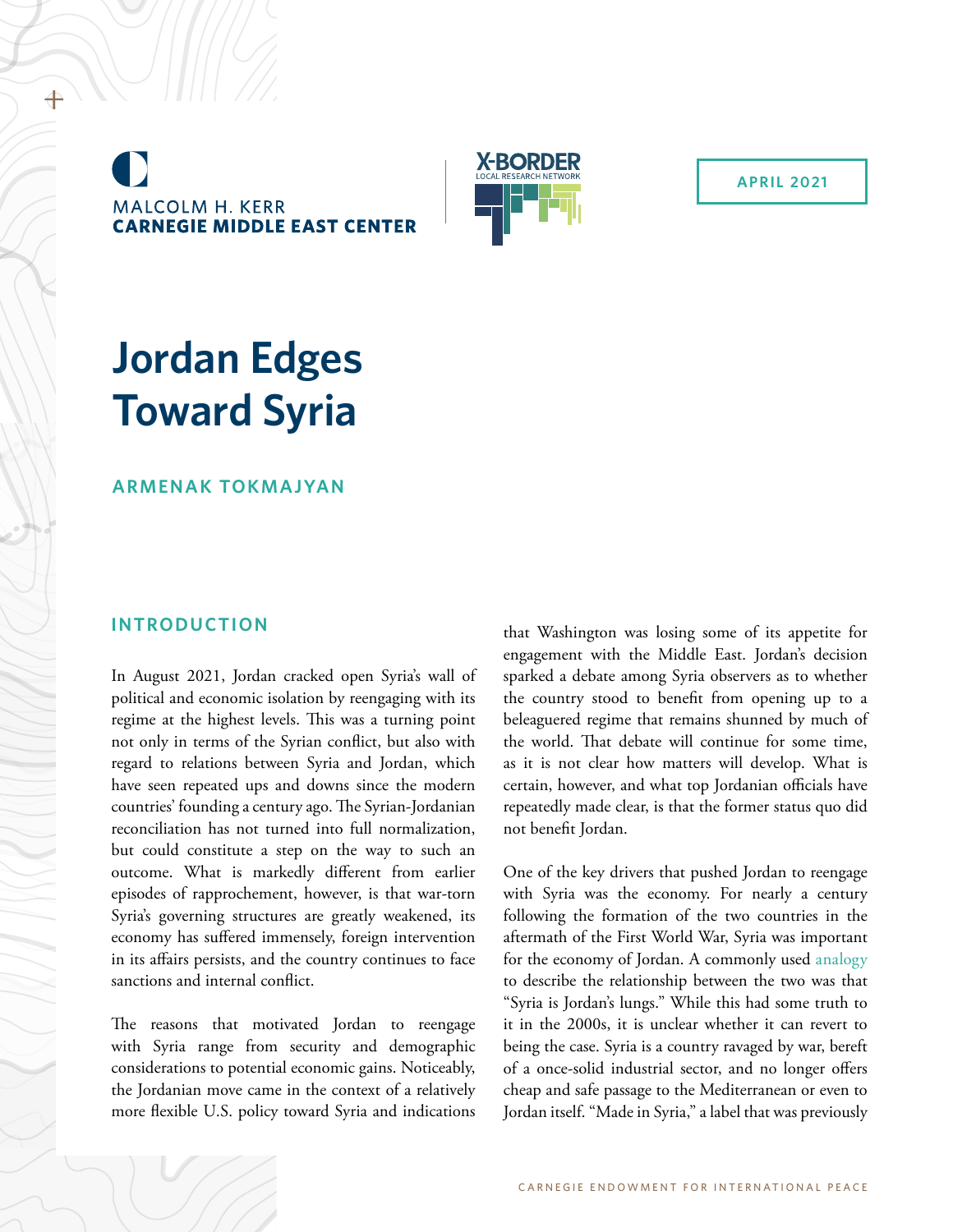MALCOLM H. KERR
**CARNEGIE MIDDLE EAST CENTER**

X-BORDER
LOCAL RESEARCH NETWORK

APRIL 2021

# Jordan Edges Toward Syria

**ARMENAK TOKMAJYAN**

## INTRODUCTION

In August 2021, Jordan cracked open Syria's wall of political and economic isolation by reengaging with its regime at the highest levels. This was a turning point not only in terms of the Syrian conflict, but also with regard to relations between Syria and Jordan, which have seen repeated ups and downs since the modern countries' founding a century ago. The Syrian-Jordanian reconciliation has not turned into full normalization, but could constitute a step on the way to such an outcome. What is markedly different from earlier episodes of rapprochement, however, is that war-torn Syria's governing structures are greatly weakened, its economy has suffered immensely, foreign intervention in its affairs persists, and the country continues to face sanctions and internal conflict.

The reasons that motivated Jordan to reengage with Syria range from security and demographic considerations to potential economic gains. Noticeably, the Jordanian move came in the context of a relatively more flexible U.S. policy toward Syria and indications that Washington was losing some of its appetite for engagement with the Middle East. Jordan's decision sparked a debate among Syria observers as to whether the country stood to benefit from opening up to a beleaguered regime that remains shunned by much of the world. That debate will continue for some time, as it is not clear how matters will develop. What is certain, however, and what top Jordanian officials have repeatedly made clear, is that the former status quo did not benefit Jordan.

One of the key drivers that pushed Jordan to reengage with Syria was the economy. For nearly a century following the formation of the two countries in the aftermath of the First World War, Syria was important for the economy of Jordan. A commonly used analogy to describe the relationship between the two was that "Syria is Jordan's lungs." While this had some truth to it in the 2000s, it is unclear whether it can revert to being the case. Syria is a country ravaged by war, bereft of a once-solid industrial sector, and no longer offers cheap and safe passage to the Mediterranean or even to Jordan itself. "Made in Syria," a label that was previously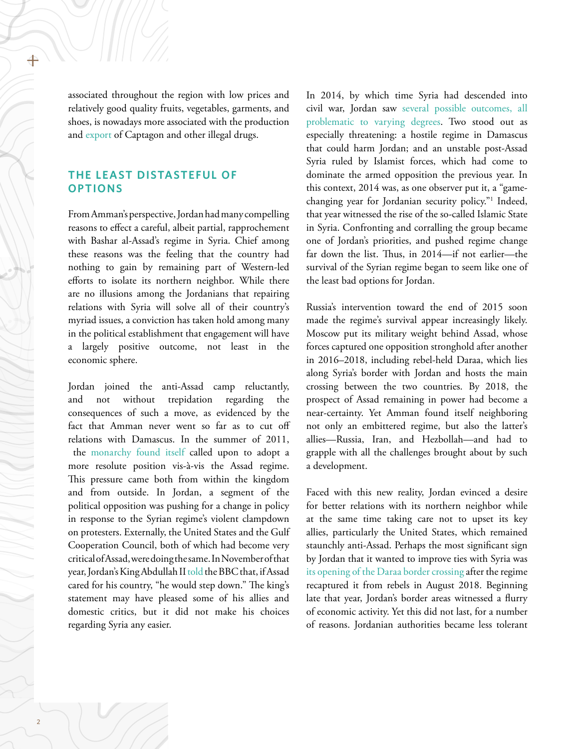associated throughout the region with low prices and relatively good quality fruits, vegetables, garments, and shoes, is nowadays more associated with the production and export of Captagon and other illegal drugs.

## THE LEAST DISTASTEFUL OF OPTIONS

From Amman's perspective, Jordan had many compelling reasons to effect a careful, albeit partial, rapprochement with Bashar al-Assad's regime in Syria. Chief among these reasons was the feeling that the country had nothing to gain by remaining part of Western-led efforts to isolate its northern neighbor. While there are no illusions among the Jordanians that repairing relations with Syria will solve all of their country's myriad issues, a conviction has taken hold among many in the political establishment that engagement will have a largely positive outcome, not least in the economic sphere.

Jordan joined the anti-Assad camp reluctantly, and not without trepidation regarding the consequences of such a move, as evidenced by the fact that Amman never went so far as to cut off relations with Damascus. In the summer of 2011, the monarchy found itself called upon to adopt a more resolute position vis-à-vis the Assad regime. This pressure came both from within the kingdom and from outside. In Jordan, a segment of the political opposition was pushing for a change in policy in response to the Syrian regime's violent clampdown on protesters. Externally, the United States and the Gulf Cooperation Council, both of which had become very critical of Assad, were doing the same. In November of that year, Jordan's King Abdullah II told the BBC that, if Assad cared for his country, "he would step down." The king's statement may have pleased some of his allies and domestic critics, but it did not make his choices regarding Syria any easier.

In 2014, by which time Syria had descended into civil war, Jordan saw several possible outcomes, all problematic to varying degrees. Two stood out as especially threatening: a hostile regime in Damascus that could harm Jordan; and an unstable post-Assad Syria ruled by Islamist forces, which had come to dominate the armed opposition the previous year. In this context, 2014 was, as one observer put it, a "game-changing year for Jordanian security policy."[1] Indeed, that year witnessed the rise of the so-called Islamic State in Syria. Confronting and corralling the group became one of Jordan's priorities, and pushed regime change far down the list. Thus, in 2014—if not earlier—the survival of the Syrian regime began to seem like one of the least bad options for Jordan.

Russia's intervention toward the end of 2015 soon made the regime's survival appear increasingly likely. Moscow put its military weight behind Assad, whose forces captured one opposition stronghold after another in 2016–2018, including rebel-held Daraa, which lies along Syria's border with Jordan and hosts the main crossing between the two countries. By 2018, the prospect of Assad remaining in power had become a near-certainty. Yet Amman found itself neighboring not only an embittered regime, but also the latter's allies—Russia, Iran, and Hezbollah—and had to grapple with all the challenges brought about by such a development.

Faced with this new reality, Jordan evinced a desire for better relations with its northern neighbor while at the same time taking care not to upset its key allies, particularly the United States, which remained staunchly anti-Assad. Perhaps the most significant sign by Jordan that it wanted to improve ties with Syria was its opening of the Daraa border crossing after the regime recaptured it from rebels in August 2018. Beginning late that year, Jordan's border areas witnessed a flurry of economic activity. Yet this did not last, for a number of reasons. Jordanian authorities became less tolerant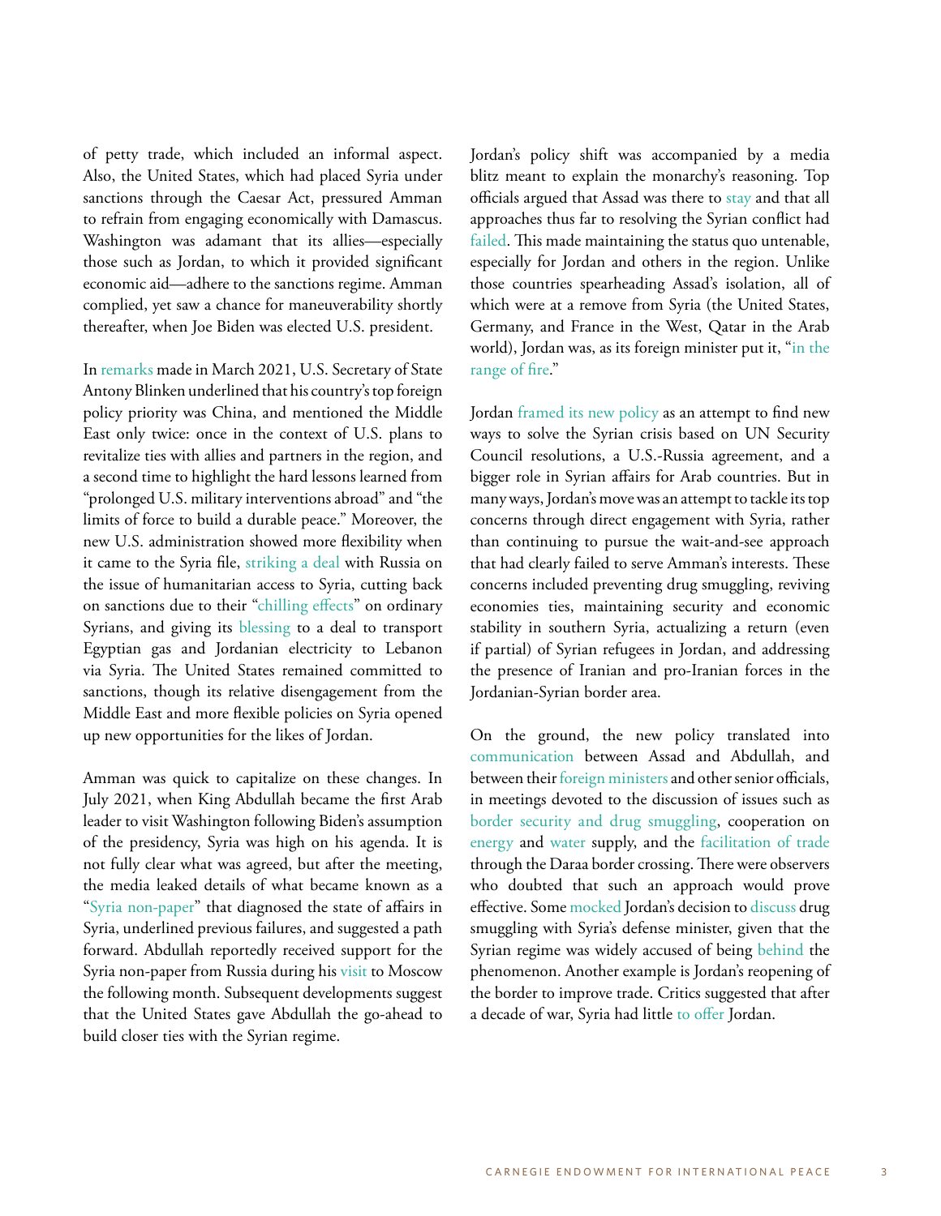of petty trade, which included an informal aspect. Also, the United States, which had placed Syria under sanctions through the Caesar Act, pressured Amman to refrain from engaging economically with Damascus. Washington was adamant that its allies—especially those such as Jordan, to which it provided significant economic aid—adhere to the sanctions regime. Amman complied, yet saw a chance for maneuverability shortly thereafter, when Joe Biden was elected U.S. president.

In remarks made in March 2021, U.S. Secretary of State Antony Blinken underlined that his country's top foreign policy priority was China, and mentioned the Middle East only twice: once in the context of U.S. plans to revitalize ties with allies and partners in the region, and a second time to highlight the hard lessons learned from "prolonged U.S. military interventions abroad" and "the limits of force to build a durable peace." Moreover, the new U.S. administration showed more flexibility when it came to the Syria file, striking a deal with Russia on the issue of humanitarian access to Syria, cutting back on sanctions due to their "chilling effects" on ordinary Syrians, and giving its blessing to a deal to transport Egyptian gas and Jordanian electricity to Lebanon via Syria. The United States remained committed to sanctions, though its relative disengagement from the Middle East and more flexible policies on Syria opened up new opportunities for the likes of Jordan.

Amman was quick to capitalize on these changes. In July 2021, when King Abdullah became the first Arab leader to visit Washington following Biden's assumption of the presidency, Syria was high on his agenda. It is not fully clear what was agreed, but after the meeting, the media leaked details of what became known as a "Syria non-paper" that diagnosed the state of affairs in Syria, underlined previous failures, and suggested a path forward. Abdullah reportedly received support for the Syria non-paper from Russia during his visit to Moscow the following month. Subsequent developments suggest that the United States gave Abdullah the go-ahead to build closer ties with the Syrian regime.

Jordan's policy shift was accompanied by a media blitz meant to explain the monarchy's reasoning. Top officials argued that Assad was there to stay and that all approaches thus far to resolving the Syrian conflict had failed. This made maintaining the status quo untenable, especially for Jordan and others in the region. Unlike those countries spearheading Assad's isolation, all of which were at a remove from Syria (the United States, Germany, and France in the West, Qatar in the Arab world), Jordan was, as its foreign minister put it, "in the range of fire."

Jordan framed its new policy as an attempt to find new ways to solve the Syrian crisis based on UN Security Council resolutions, a U.S.-Russia agreement, and a bigger role in Syrian affairs for Arab countries. But in many ways, Jordan's move was an attempt to tackle its top concerns through direct engagement with Syria, rather than continuing to pursue the wait-and-see approach that had clearly failed to serve Amman's interests. These concerns included preventing drug smuggling, reviving economies ties, maintaining security and economic stability in southern Syria, actualizing a return (even if partial) of Syrian refugees in Jordan, and addressing the presence of Iranian and pro-Iranian forces in the Jordanian-Syrian border area.

On the ground, the new policy translated into communication between Assad and Abdullah, and between their foreign ministers and other senior officials, in meetings devoted to the discussion of issues such as border security and drug smuggling, cooperation on energy and water supply, and the facilitation of trade through the Daraa border crossing. There were observers who doubted that such an approach would prove effective. Some mocked Jordan's decision to discuss drug smuggling with Syria's defense minister, given that the Syrian regime was widely accused of being behind the phenomenon. Another example is Jordan's reopening of the border to improve trade. Critics suggested that after a decade of war, Syria had little to offer Jordan.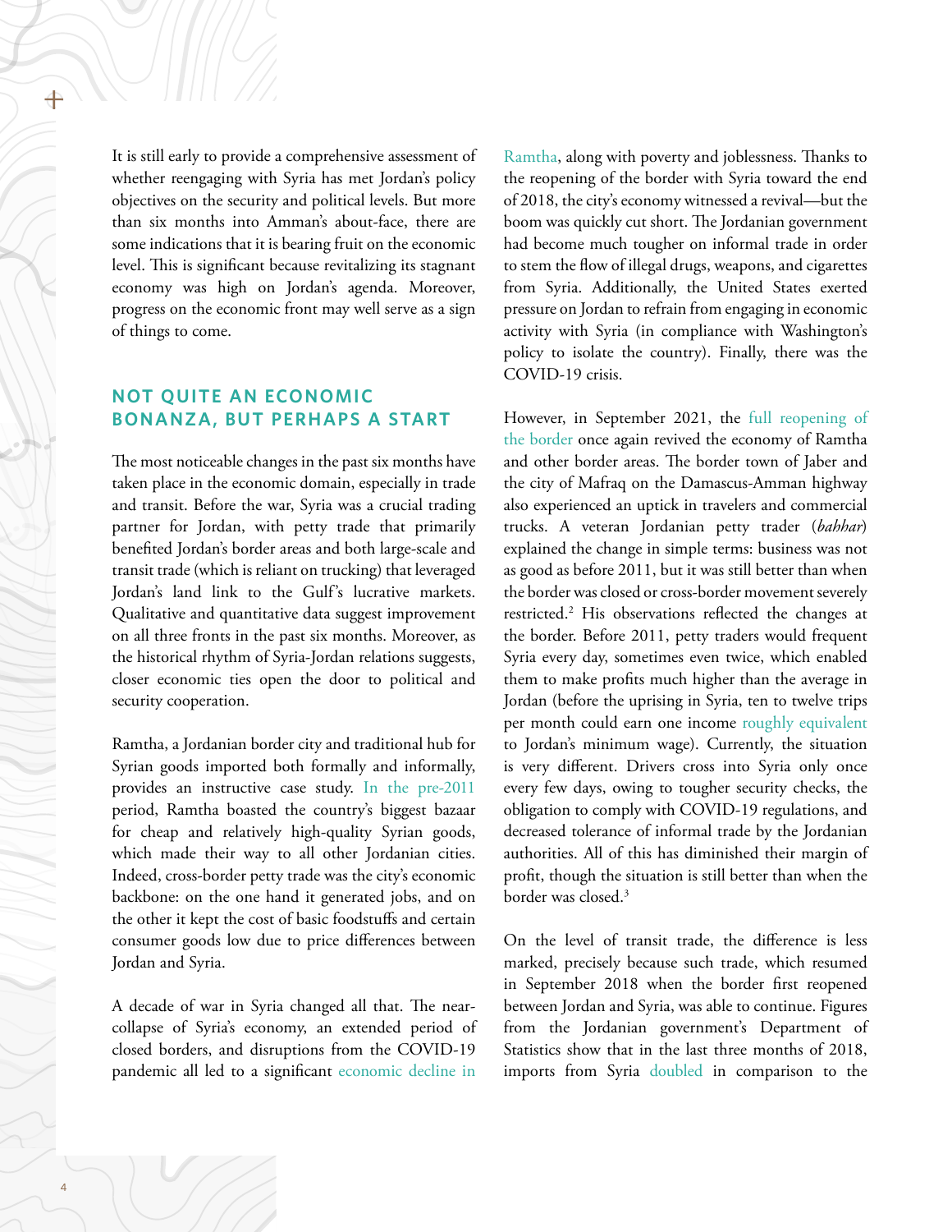It is still early to provide a comprehensive assessment of whether reengaging with Syria has met Jordan's policy objectives on the security and political levels. But more than six months into Amman's about-face, there are some indications that it is bearing fruit on the economic level. This is significant because revitalizing its stagnant economy was high on Jordan's agenda. Moreover, progress on the economic front may well serve as a sign of things to come.

## NOT QUITE AN ECONOMIC BONANZA, BUT PERHAPS A START

The most noticeable changes in the past six months have taken place in the economic domain, especially in trade and transit. Before the war, Syria was a crucial trading partner for Jordan, with petty trade that primarily benefited Jordan's border areas and both large-scale and transit trade (which is reliant on trucking) that leveraged Jordan's land link to the Gulf's lucrative markets. Qualitative and quantitative data suggest improvement on all three fronts in the past six months. Moreover, as the historical rhythm of Syria-Jordan relations suggests, closer economic ties open the door to political and security cooperation.

Ramtha, a Jordanian border city and traditional hub for Syrian goods imported both formally and informally, provides an instructive case study. In the pre-2011 period, Ramtha boasted the country's biggest bazaar for cheap and relatively high-quality Syrian goods, which made their way to all other Jordanian cities. Indeed, cross-border petty trade was the city's economic backbone: on the one hand it generated jobs, and on the other it kept the cost of basic foodstuffs and certain consumer goods low due to price differences between Jordan and Syria.

A decade of war in Syria changed all that. The near-collapse of Syria's economy, an extended period of closed borders, and disruptions from the COVID-19 pandemic all led to a significant economic decline in Ramtha, along with poverty and joblessness. Thanks to the reopening of the border with Syria toward the end of 2018, the city's economy witnessed a revival—but the boom was quickly cut short. The Jordanian government had become much tougher on informal trade in order to stem the flow of illegal drugs, weapons, and cigarettes from Syria. Additionally, the United States exerted pressure on Jordan to refrain from engaging in economic activity with Syria (in compliance with Washington's policy to isolate the country). Finally, there was the COVID-19 crisis.

However, in September 2021, the full reopening of the border once again revived the economy of Ramtha and other border areas. The border town of Jaber and the city of Mafraq on the Damascus-Amman highway also experienced an uptick in travelers and commercial trucks. A veteran Jordanian petty trader (*bahhar*) explained the change in simple terms: business was not as good as before 2011, but it was still better than when the border was closed or cross-border movement severely restricted.[2] His observations reflected the changes at the border. Before 2011, petty traders would frequent Syria every day, sometimes even twice, which enabled them to make profits much higher than the average in Jordan (before the uprising in Syria, ten to twelve trips per month could earn one income roughly equivalent to Jordan's minimum wage). Currently, the situation is very different. Drivers cross into Syria only once every few days, owing to tougher security checks, the obligation to comply with COVID-19 regulations, and decreased tolerance of informal trade by the Jordanian authorities. All of this has diminished their margin of profit, though the situation is still better than when the border was closed.[3]

On the level of transit trade, the difference is less marked, precisely because such trade, which resumed in September 2018 when the border first reopened between Jordan and Syria, was able to continue. Figures from the Jordanian government's Department of Statistics show that in the last three months of 2018, imports from Syria doubled in comparison to the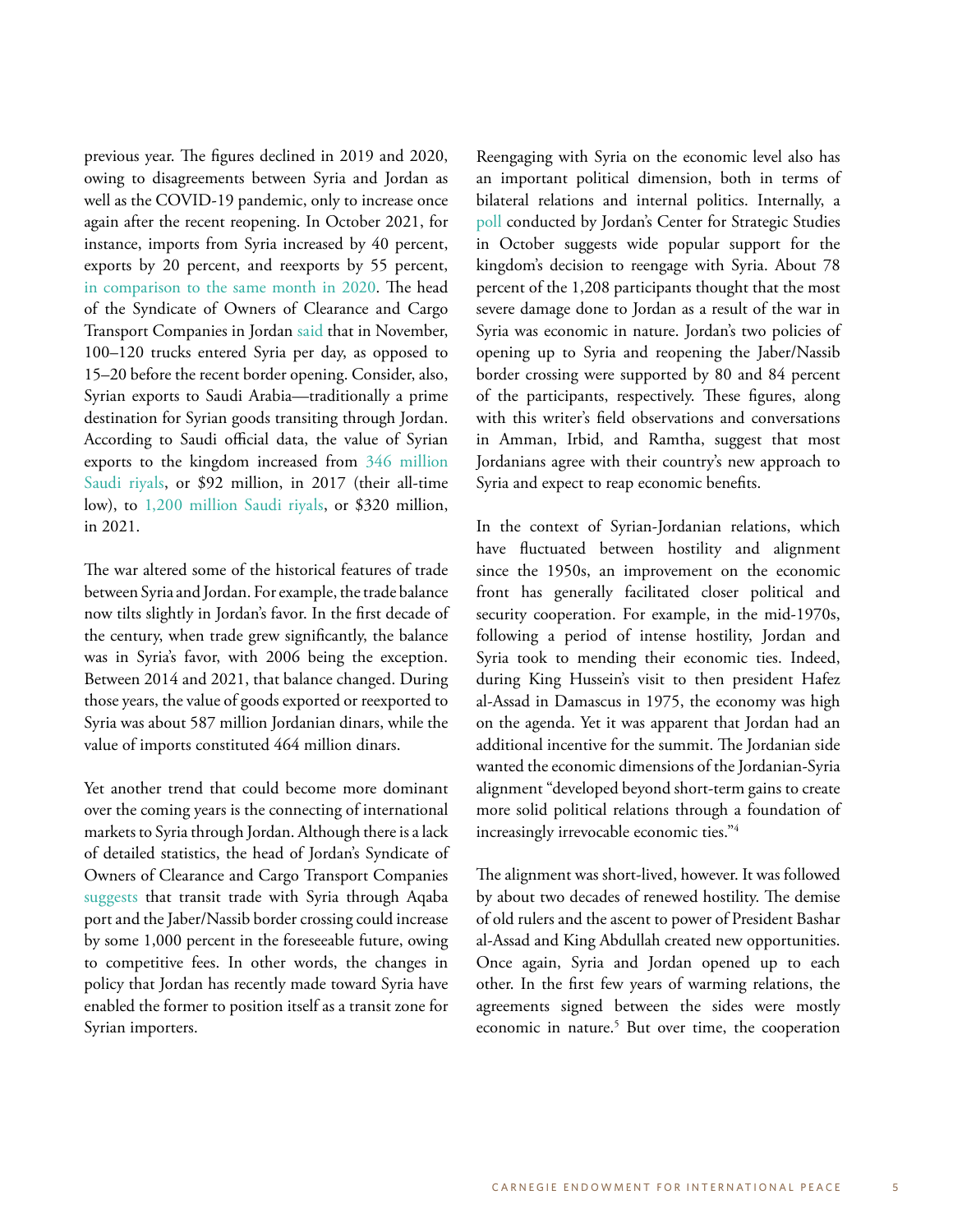previous year. The figures declined in 2019 and 2020, owing to disagreements between Syria and Jordan as well as the COVID-19 pandemic, only to increase once again after the recent reopening. In October 2021, for instance, imports from Syria increased by 40 percent, exports by 20 percent, and reexports by 55 percent, in comparison to the same month in 2020. The head of the Syndicate of Owners of Clearance and Cargo Transport Companies in Jordan said that in November, 100–120 trucks entered Syria per day, as opposed to 15–20 before the recent border opening. Consider, also, Syrian exports to Saudi Arabia—traditionally a prime destination for Syrian goods transiting through Jordan. According to Saudi official data, the value of Syrian exports to the kingdom increased from 346 million Saudi riyals, or $92 million, in 2017 (their all-time low), to 1,200 million Saudi riyals, or $320 million, in 2021.

The war altered some of the historical features of trade between Syria and Jordan. For example, the trade balance now tilts slightly in Jordan's favor. In the first decade of the century, when trade grew significantly, the balance was in Syria's favor, with 2006 being the exception. Between 2014 and 2021, that balance changed. During those years, the value of goods exported or reexported to Syria was about 587 million Jordanian dinars, while the value of imports constituted 464 million dinars.

Yet another trend that could become more dominant over the coming years is the connecting of international markets to Syria through Jordan. Although there is a lack of detailed statistics, the head of Jordan's Syndicate of Owners of Clearance and Cargo Transport Companies suggests that transit trade with Syria through Aqaba port and the Jaber/Nassib border crossing could increase by some 1,000 percent in the foreseeable future, owing to competitive fees. In other words, the changes in policy that Jordan has recently made toward Syria have enabled the former to position itself as a transit zone for Syrian importers.

Reengaging with Syria on the economic level also has an important political dimension, both in terms of bilateral relations and internal politics. Internally, a poll conducted by Jordan's Center for Strategic Studies in October suggests wide popular support for the kingdom's decision to reengage with Syria. About 78 percent of the 1,208 participants thought that the most severe damage done to Jordan as a result of the war in Syria was economic in nature. Jordan's two policies of opening up to Syria and reopening the Jaber/Nassib border crossing were supported by 80 and 84 percent of the participants, respectively. These figures, along with this writer's field observations and conversations in Amman, Irbid, and Ramtha, suggest that most Jordanians agree with their country's new approach to Syria and expect to reap economic benefits.

In the context of Syrian-Jordanian relations, which have fluctuated between hostility and alignment since the 1950s, an improvement on the economic front has generally facilitated closer political and security cooperation. For example, in the mid-1970s, following a period of intense hostility, Jordan and Syria took to mending their economic ties. Indeed, during King Hussein's visit to then president Hafez al-Assad in Damascus in 1975, the economy was high on the agenda. Yet it was apparent that Jordan had an additional incentive for the summit. The Jordanian side wanted the economic dimensions of the Jordanian-Syria alignment "developed beyond short-term gains to create more solid political relations through a foundation of increasingly irrevocable economic ties."[4]

The alignment was short-lived, however. It was followed by about two decades of renewed hostility. The demise of old rulers and the ascent to power of President Bashar al-Assad and King Abdullah created new opportunities. Once again, Syria and Jordan opened up to each other. In the first few years of warming relations, the agreements signed between the sides were mostly economic in nature.[5] But over time, the cooperation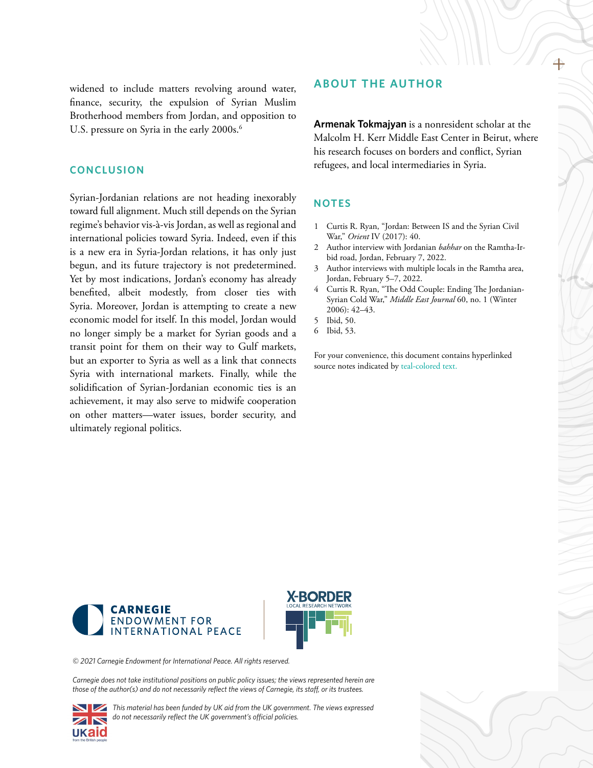widened to include matters revolving around water, finance, security, the expulsion of Syrian Muslim Brotherhood members from Jordan, and opposition to U.S. pressure on Syria in the early 2000s.[6]

## CONCLUSION

Syrian-Jordanian relations are not heading inexorably toward full alignment. Much still depends on the Syrian regime's behavior vis-à-vis Jordan, as well as regional and international policies toward Syria. Indeed, even if this is a new era in Syria-Jordan relations, it has only just begun, and its future trajectory is not predetermined. Yet by most indications, Jordan's economy has already benefited, albeit modestly, from closer ties with Syria. Moreover, Jordan is attempting to create a new economic model for itself. In this model, Jordan would no longer simply be a market for Syrian goods and a transit point for them on their way to Gulf markets, but an exporter to Syria as well as a link that connects Syria with international markets. Finally, while the solidification of Syrian-Jordanian economic ties is an achievement, it may also serve to midwife cooperation on other matters—water issues, border security, and ultimately regional politics.

## ABOUT THE AUTHOR

**Armenak Tokmajyan** is a nonresident scholar at the Malcolm H. Kerr Middle East Center in Beirut, where his research focuses on borders and conflict, Syrian refugees, and local intermediaries in Syria.

## NOTES

1. Curtis R. Ryan, "Jordan: Between IS and the Syrian Civil War," *Orient* IV (2017): 40.
2. Author interview with Jordanian *bahhar* on the Ramtha-Irbid road, Jordan, February 7, 2022.
3. Author interviews with multiple locals in the Ramtha area, Jordan, February 5–7, 2022.
4. Curtis R. Ryan, "The Odd Couple: Ending The Jordanian-Syrian Cold War," *Middle East Journal* 60, no. 1 (Winter 2006): 42–43.
5. Ibid, 50.
6. Ibid, 53.

For your convenience, this document contains hyperlinked source notes indicated by teal-colored text.

CARNEGIE ENDOWMENT FOR INTERNATIONAL PEACE

X-BORDER LOCAL RESEARCH NETWORK

*© 2021 Carnegie Endowment for International Peace. All rights reserved.*

*Carnegie does not take institutional positions on public policy issues; the views represented herein are those of the author(s) and do not necessarily reflect the views of Carnegie, its staff, or its trustees.*

UKaid from the British people

*This material has been funded by UK aid from the UK government. The views expressed do not necessarily reflect the UK government's official policies.*